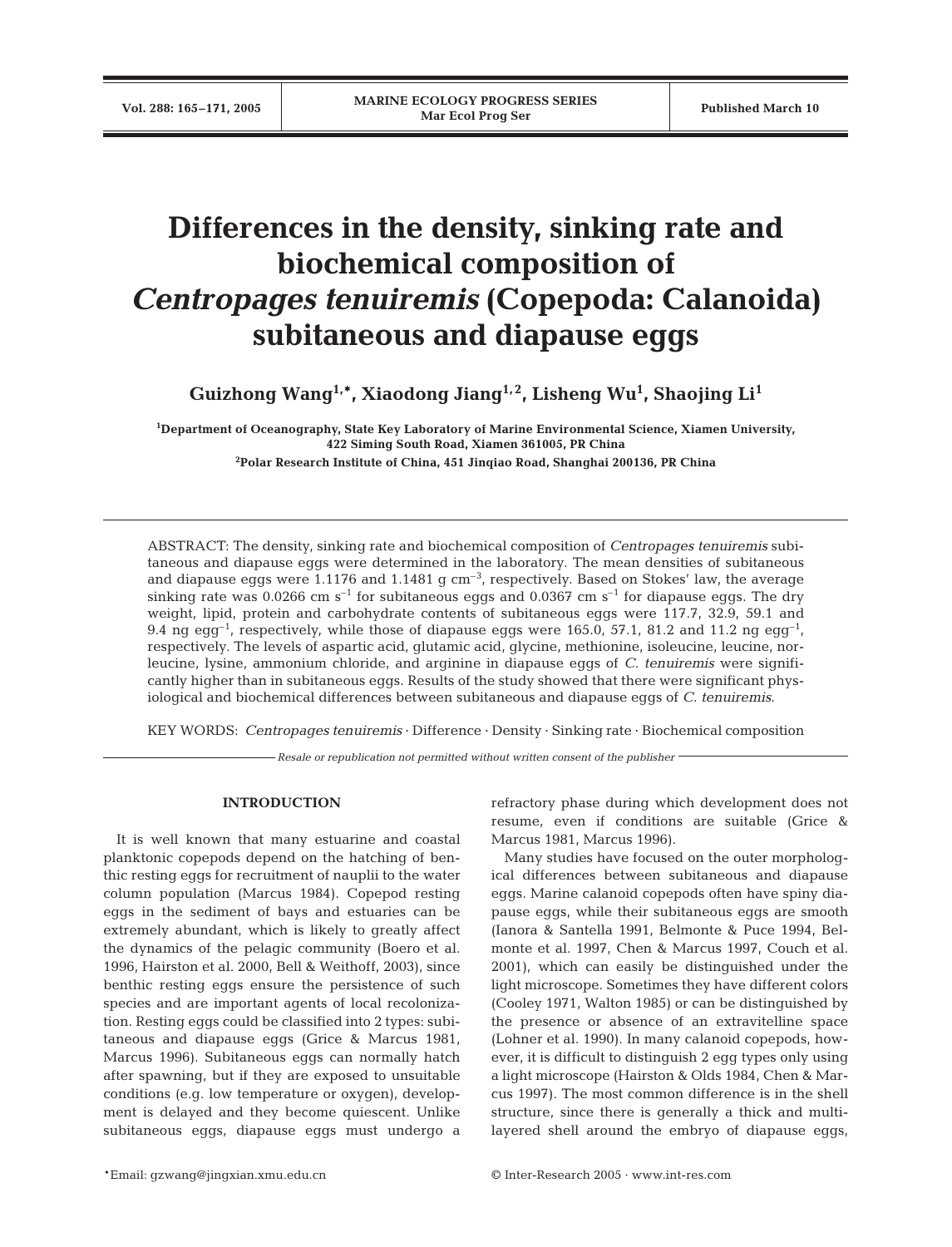# Differences in the density, sinking rate and biochemical composition of *Centropages tenuiremis* (Copepoda: Calanoida) subitaneous and diapause eggs

**Guizhong Wang[1,*], Xiaodong Jiang[1,2], Lisheng Wu[1], Shaojing Li[1]**

[1]Department of Oceanography, State Key Laboratory of Marine Environmental Science, Xiamen University, 422 Siming South Road, Xiamen 361005, PR China

[2]Polar Research Institute of China, 451 Jinqiao Road, Shanghai 200136, PR China

ABSTRACT: The density, sinking rate and biochemical composition of *Centropages tenuiremis* subitaneous and diapause eggs were determined in the laboratory. The mean densities of subitaneous and diapause eggs were 1.1176 and 1.1481 g $cm^{-3}$, respectively. Based on Stokes' law, the average sinking rate was 0.0266 cm $s^{-1}$ for subitaneous eggs and 0.0367 cm $s^{-1}$ for diapause eggs. The dry weight, lipid, protein and carbohydrate contents of subitaneous eggs were 117.7, 32.9, 59.1 and 9.4 ng $egg^{-1}$, respectively, while those of diapause eggs were 165.0, 57.1, 81.2 and 11.2 ng $egg^{-1}$, respectively. The levels of aspartic acid, glutamic acid, glycine, methionine, isoleucine, leucine, norleucine, lysine, ammonium chloride, and arginine in diapause eggs of *C. tenuiremis* were significantly higher than in subitaneous eggs. Results of the study showed that there were significant physiological and biochemical differences between subitaneous and diapause eggs of *C. tenuiremis*.

KEY WORDS: *Centropages tenuiremis* · Difference · Density · Sinking rate · Biochemical composition

*Resale or republication not permitted without written consent of the publisher*

## INTRODUCTION

It is well known that many estuarine and coastal planktonic copepods depend on the hatching of benthic resting eggs for recruitment of nauplii to the water column population (Marcus 1984). Copepod resting eggs in the sediment of bays and estuaries can be extremely abundant, which is likely to greatly affect the dynamics of the pelagic community (Boero et al. 1996, Hairston et al. 2000, Bell & Weithoff, 2003), since benthic resting eggs ensure the persistence of such species and are important agents of local recolonization. Resting eggs could be classified into 2 types: subitaneous and diapause eggs (Grice & Marcus 1981, Marcus 1996). Subitaneous eggs can normally hatch after spawning, but if they are exposed to unsuitable conditions (e.g. low temperature or oxygen), development is delayed and they become quiescent. Unlike subitaneous eggs, diapause eggs must undergo a refractory phase during which development does not resume, even if conditions are suitable (Grice & Marcus 1981, Marcus 1996).

Many studies have focused on the outer morphological differences between subitaneous and diapause eggs. Marine calanoid copepods often have spiny diapause eggs, while their subitaneous eggs are smooth (Ianora & Santella 1991, Belmonte & Puce 1994, Belmonte et al. 1997, Chen & Marcus 1997, Couch et al. 2001), which can easily be distinguished under the light microscope. Sometimes they have different colors (Cooley 1971, Walton 1985) or can be distinguished by the presence or absence of an extravitelline space (Lohner et al. 1990). In many calanoid copepods, however, it is difficult to distinguish 2 egg types only using a light microscope (Hairston & Olds 1984, Chen & Marcus 1997). The most common difference is in the shell structure, since there is generally a thick and multilayered shell around the embryo of diapause eggs,

*Email: gzwang@jingxian.xmu.edu.cn

© Inter-Research 2005 · www.int-res.com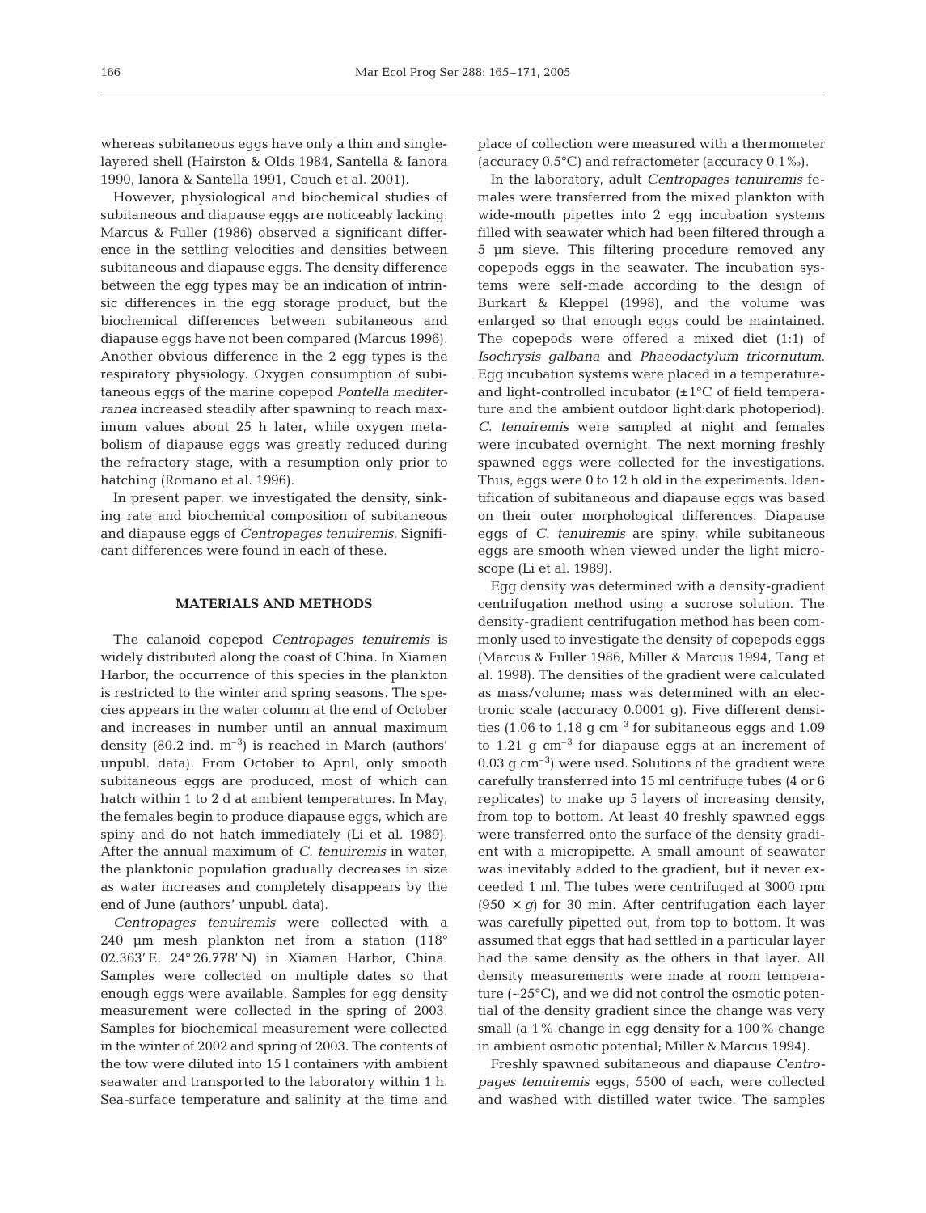whereas subitaneous eggs have only a thin and single-layered shell (Hairston & Olds 1984, Santella & Ianora 1990, Ianora & Santella 1991, Couch et al. 2001).

However, physiological and biochemical studies of subitaneous and diapause eggs are noticeably lacking. Marcus & Fuller (1986) observed a significant difference in the settling velocities and densities between subitaneous and diapause eggs. The density difference between the egg types may be an indication of intrinsic differences in the egg storage product, but the biochemical differences between subitaneous and diapause eggs have not been compared (Marcus 1996). Another obvious difference in the 2 egg types is the respiratory physiology. Oxygen consumption of subitaneous eggs of the marine copepod *Pontella mediterranea* increased steadily after spawning to reach maximum values about 25 h later, while oxygen metabolism of diapause eggs was greatly reduced during the refractory stage, with a resumption only prior to hatching (Romano et al. 1996).

In present paper, we investigated the density, sinking rate and biochemical composition of subitaneous and diapause eggs of *Centropages tenuiremis*. Significant differences were found in each of these.

## MATERIALS AND METHODS

The calanoid copepod *Centropages tenuiremis* is widely distributed along the coast of China. In Xiamen Harbor, the occurrence of this species in the plankton is restricted to the winter and spring seasons. The species appears in the water column at the end of October and increases in number until an annual maximum density (80.2 ind. $m^{-3}$) is reached in March (authors' unpubl. data). From October to April, only smooth subitaneous eggs are produced, most of which can hatch within 1 to 2 d at ambient temperatures. In May, the females begin to produce diapause eggs, which are spiny and do not hatch immediately (Li et al. 1989). After the annual maximum of *C. tenuiremis* in water, the planktonic population gradually decreases in size as water increases and completely disappears by the end of June (authors' unpubl. data).

*Centropages tenuiremis* were collected with a 240 µm mesh plankton net from a station (118° 02.363' E, 24° 26.778' N) in Xiamen Harbor, China. Samples were collected on multiple dates so that enough eggs were available. Samples for egg density measurement were collected in the spring of 2003. Samples for biochemical measurement were collected in the winter of 2002 and spring of 2003. The contents of the tow were diluted into 15 l containers with ambient seawater and transported to the laboratory within 1 h. Sea-surface temperature and salinity at the time and place of collection were measured with a thermometer (accuracy 0.5°C) and refractometer (accuracy 0.1‰).

In the laboratory, adult *Centropages tenuiremis* females were transferred from the mixed plankton with wide-mouth pipettes into 2 egg incubation systems filled with seawater which had been filtered through a 5 µm sieve. This filtering procedure removed any copepods eggs in the seawater. The incubation systems were self-made according to the design of Burkart & Kleppel (1998), and the volume was enlarged so that enough eggs could be maintained. The copepods were offered a mixed diet (1:1) of *Isochrysis galbana* and *Phaeodactylum tricornutum*. Egg incubation systems were placed in a temperature- and light-controlled incubator (±1°C of field temperature and the ambient outdoor light:dark photoperiod). *C. tenuiremis* were sampled at night and females were incubated overnight. The next morning freshly spawned eggs were collected for the investigations. Thus, eggs were 0 to 12 h old in the experiments. Identification of subitaneous and diapause eggs was based on their outer morphological differences. Diapause eggs of *C. tenuiremis* are spiny, while subitaneous eggs are smooth when viewed under the light microscope (Li et al. 1989).

Egg density was determined with a density-gradient centrifugation method using a sucrose solution. The density-gradient centrifugation method has been commonly used to investigate the density of copepods eggs (Marcus & Fuller 1986, Miller & Marcus 1994, Tang et al. 1998). The densities of the gradient were calculated as mass/volume; mass was determined with an electronic scale (accuracy 0.0001 g). Five different densities (1.06 to 1.18 g $cm^{-3}$ for subitaneous eggs and 1.09 to 1.21 g $cm^{-3}$ for diapause eggs at an increment of 0.03 g $cm^{-3}$) were used. Solutions of the gradient were carefully transferred into 15 ml centrifuge tubes (4 or 6 replicates) to make up 5 layers of increasing density, from top to bottom. At least 40 freshly spawned eggs were transferred onto the surface of the density gradient with a micropipette. A small amount of seawater was inevitably added to the gradient, but it never exceeded 1 ml. The tubes were centrifuged at 3000 rpm (950 × *g*) for 30 min. After centrifugation each layer was carefully pipetted out, from top to bottom. It was assumed that eggs that had settled in a particular layer had the same density as the others in that layer. All density measurements were made at room temperature (~25°C), and we did not control the osmotic potential of the density gradient since the change was very small (a 1% change in egg density for a 100% change in ambient osmotic potential; Miller & Marcus 1994).

Freshly spawned subitaneous and diapause *Centropages tenuiremis* eggs, 5500 of each, were collected and washed with distilled water twice. The samples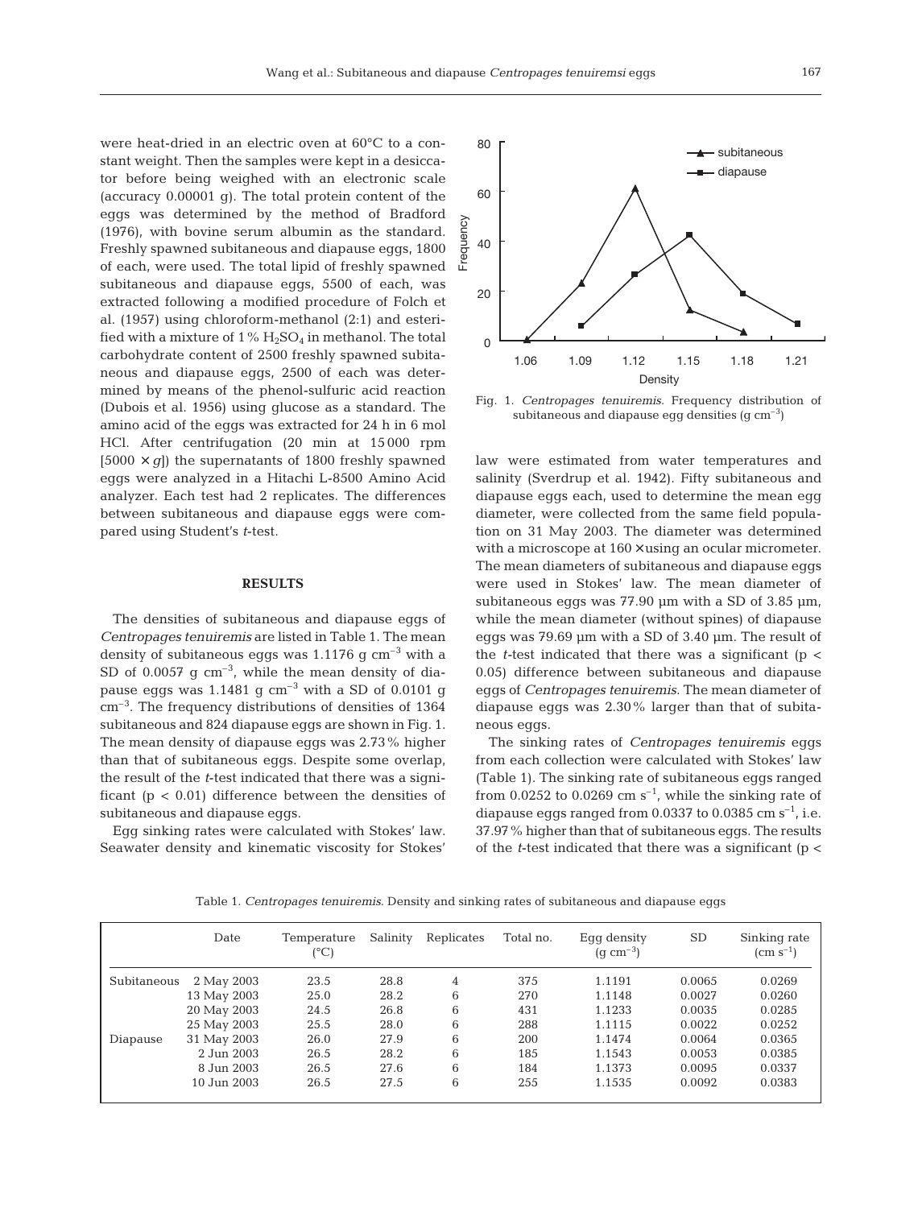were heat-dried in an electric oven at 60°C to a constant weight. Then the samples were kept in a desiccator before being weighed with an electronic scale (accuracy 0.00001 g). The total protein content of the eggs was determined by the method of Bradford (1976), with bovine serum albumin as the standard. Freshly spawned subitaneous and diapause eggs, 1800 of each, were used. The total lipid of freshly spawned subitaneous and diapause eggs, 5500 of each, was extracted following a modified procedure of Folch et al. (1957) using chloroform-methanol (2:1) and esterified with a mixture of 1% $H_2SO_4$ in methanol. The total carbohydrate content of 2500 freshly spawned subitaneous and diapause eggs, 2500 of each was determined by means of the phenol-sulfuric acid reaction (Dubois et al. 1956) using glucose as a standard. The amino acid of the eggs was extracted for 24 h in 6 mol HCl. After centrifugation (20 min at 15000 rpm [5000 × *g*]) the supernatants of 1800 freshly spawned eggs were analyzed in a Hitachi L-8500 Amino Acid analyzer. Each test had 2 replicates. The differences between subitaneous and diapause eggs were compared using Student's *t*-test.

## RESULTS

The densities of subitaneous and diapause eggs of *Centropages tenuiremis* are listed in Table 1. The mean density of subitaneous eggs was 1.1176 g $cm^{-3}$ with a SD of 0.0057 g $cm^{-3}$, while the mean density of diapause eggs was 1.1481 g $cm^{-3}$ with a SD of 0.0101 g $cm^{-3}$. The frequency distributions of densities of 1364 subitaneous and 824 diapause eggs are shown in Fig. 1. The mean density of diapause eggs was 2.73% higher than that of subitaneous eggs. Despite some overlap, the result of the *t*-test indicated that there was a significant ($p < 0.01$) difference between the densities of subitaneous and diapause eggs.

Egg sinking rates were calculated with Stokes' law. Seawater density and kinematic viscosity for Stokes' law were estimated from water temperatures and salinity (Sverdrup et al. 1942). Fifty subitaneous and diapause eggs each, used to determine the mean egg diameter, were collected from the same field population on 31 May 2003. The diameter was determined with a microscope at 160× using an ocular micrometer. The mean diameters of subitaneous and diapause eggs were used in Stokes' law. The mean diameter of subitaneous eggs was 77.90 µm with a SD of 3.85 µm, while the mean diameter (without spines) of diapause eggs was 79.69 µm with a SD of 3.40 µm. The result of the *t*-test indicated that there was a significant ($p < 0.05$) difference between subitaneous and diapause eggs of *Centropages tenuiremis*. The mean diameter of diapause eggs was 2.30% larger than that of subitaneous eggs.

Fig. 1. *Centropages tenuiremis*. Frequency distribution of subitaneous and diapause egg densities (g $cm^{-3}$)

The sinking rates of *Centropages tenuiremis* eggs from each collection were calculated with Stokes' law (Table 1). The sinking rate of subitaneous eggs ranged from 0.0252 to 0.0269 cm $s^{-1}$, while the sinking rate of diapause eggs ranged from 0.0337 to 0.0385 cm $s^{-1}$, i.e. 37.97% higher than that of subitaneous eggs. The results of the *t*-test indicated that there was a significant ($p <$

Table 1. *Centropages tenuiremis*. Density and sinking rates of subitaneous and diapause eggs

| | Date | Temperature (°C) | Salinity | Replicates | Total no. | Egg density (g $cm^{-3}$) | SD | Sinking rate (cm $s^{-1}$) |
|---|---|---|---|---|---|---|---|---|
| Subitaneous | 2 May 2003 | 23.5 | 28.8 | 4 | 375 | 1.1191 | 0.0065 | 0.0269 |
| | 13 May 2003 | 25.0 | 28.2 | 6 | 270 | 1.1148 | 0.0027 | 0.0260 |
| | 20 May 2003 | 24.5 | 26.8 | 6 | 431 | 1.1233 | 0.0035 | 0.0285 |
| | 25 May 2003 | 25.5 | 28.0 | 6 | 288 | 1.1115 | 0.0022 | 0.0252 |
| Diapause | 31 May 2003 | 26.0 | 27.9 | 6 | 200 | 1.1474 | 0.0064 | 0.0365 |
| | 2 Jun 2003 | 26.5 | 28.2 | 6 | 185 | 1.1543 | 0.0053 | 0.0385 |
| | 8 Jun 2003 | 26.5 | 27.6 | 6 | 184 | 1.1373 | 0.0095 | 0.0337 |
| | 10 Jun 2003 | 26.5 | 27.5 | 6 | 255 | 1.1535 | 0.0092 | 0.0383 |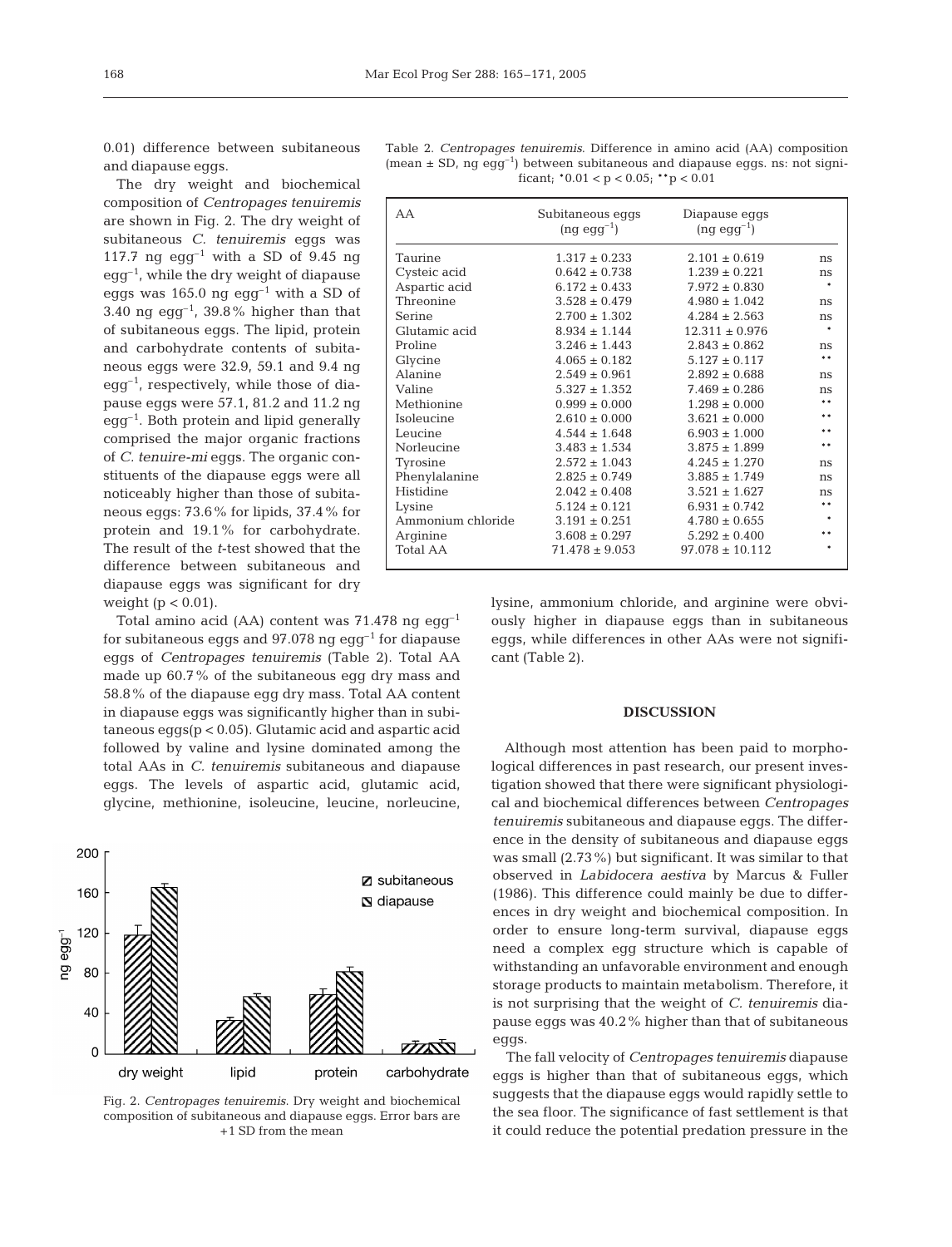0.01) difference between subitaneous and diapause eggs.

The dry weight and biochemical composition of *Centropages tenuiremis* are shown in Fig. 2. The dry weight of subitaneous *C. tenuiremis* eggs was 117.7 ng egg$^{-1}$ with a SD of 9.45 ng egg$^{-1}$, while the dry weight of diapause eggs was 165.0 ng egg$^{-1}$ with a SD of 3.40 ng egg$^{-1}$, 39.8% higher than that of subitaneous eggs. The lipid, protein and carbohydrate contents of subitaneous eggs were 32.9, 59.1 and 9.4 ng egg$^{-1}$, respectively, while those of diapause eggs were 57.1, 81.2 and 11.2 ng egg$^{-1}$. Both protein and lipid generally comprised the major organic fractions of *C. tenuire-mi* eggs. The organic constituents of the diapause eggs were all noticeably higher than those of subitaneous eggs: 73.6% for lipids, 37.4% for protein and 19.1% for carbohydrate. The result of the *t*-test showed that the difference between subitaneous and diapause eggs was significant for dry weight ($p < 0.01$).

Total amino acid (AA) content was 71.478 ng egg$^{-1}$ for subitaneous eggs and 97.078 ng egg$^{-1}$ for diapause eggs of *Centropages tenuiremis* (Table 2). Total AA made up 60.7% of the subitaneous egg dry mass and 58.8% of the diapause egg dry mass. Total AA content in diapause eggs was significantly higher than in subitaneous eggs($p < 0.05$). Glutamic acid and aspartic acid followed by valine and lysine dominated among the total AAs in *C. tenuiremis* subitaneous and diapause eggs. The levels of aspartic acid, glutamic acid, glycine, methionine, isoleucine, leucine, norleucine, lysine, ammonium chloride, and arginine were obviously higher in diapause eggs than in subitaneous eggs, while differences in other AAs were not significant (Table 2).

Table 2. *Centropages tenuiremis*. Difference in amino acid (AA) composition (mean ± SD, ng egg$^{-1}$) between subitaneous and diapause eggs. ns: not significant; *$0.01 < p < 0.05$; **$p < 0.01$

| AA | Subitaneous eggs (ng egg$^{-1}$) | Diapause eggs (ng egg$^{-1}$) | |
|---|---|---|---|
| Taurine | 1.317 ± 0.233 | 2.101 ± 0.619 | ns |
| Cysteic acid | 0.642 ± 0.738 | 1.239 ± 0.221 | ns |
| Aspartic acid | 6.172 ± 0.433 | 7.972 ± 0.830 | * |
| Threonine | 3.528 ± 0.479 | 4.980 ± 1.042 | ns |
| Serine | 2.700 ± 1.302 | 4.284 ± 2.563 | ns |
| Glutamic acid | 8.934 ± 1.144 | 12.311 ± 0.976 | * |
| Proline | 3.246 ± 1.443 | 2.843 ± 0.862 | ns |
| Glycine | 4.065 ± 0.182 | 5.127 ± 0.117 | ** |
| Alanine | 2.549 ± 0.961 | 2.892 ± 0.688 | ns |
| Valine | 5.327 ± 1.352 | 7.469 ± 0.286 | ns |
| Methionine | 0.999 ± 0.000 | 1.298 ± 0.000 | ** |
| Isoleucine | 2.610 ± 0.000 | 3.621 ± 0.000 | ** |
| Leucine | 4.544 ± 1.648 | 6.903 ± 1.000 | ** |
| Norleucine | 3.483 ± 1.534 | 3.875 ± 1.899 | ** |
| Tyrosine | 2.572 ± 1.043 | 4.245 ± 1.270 | ns |
| Phenylalanine | 2.825 ± 0.749 | 3.885 ± 1.749 | ns |
| Histidine | 2.042 ± 0.408 | 3.521 ± 1.627 | ns |
| Lysine | 5.124 ± 0.121 | 6.931 ± 0.742 | ** |
| Ammonium chloride | 3.191 ± 0.251 | 4.780 ± 0.655 | * |
| Arginine | 3.608 ± 0.297 | 5.292 ± 0.400 | ** |
| Total AA | 71.478 ± 9.053 | 97.078 ± 10.112 | * |

Fig. 2. *Centropages tenuiremis*. Dry weight and biochemical composition of subitaneous and diapause eggs. Error bars are +1 SD from the mean

## DISCUSSION

Although most attention has been paid to morphological differences in past research, our present investigation showed that there were significant physiological and biochemical differences between *Centropages tenuiremis* subitaneous and diapause eggs. The difference in the density of subitaneous and diapause eggs was small (2.73%) but significant. It was similar to that observed in *Labidocera aestiva* by Marcus & Fuller (1986). This difference could mainly be due to differences in dry weight and biochemical composition. In order to ensure long-term survival, diapause eggs need a complex egg structure which is capable of withstanding an unfavorable environment and enough storage products to maintain metabolism. Therefore, it is not surprising that the weight of *C. tenuiremis* diapause eggs was 40.2% higher than that of subitaneous eggs.

The fall velocity of *Centropages tenuiremis* diapause eggs is higher than that of subitaneous eggs, which suggests that the diapause eggs would rapidly settle to the sea floor. The significance of fast settlement is that it could reduce the potential predation pressure in the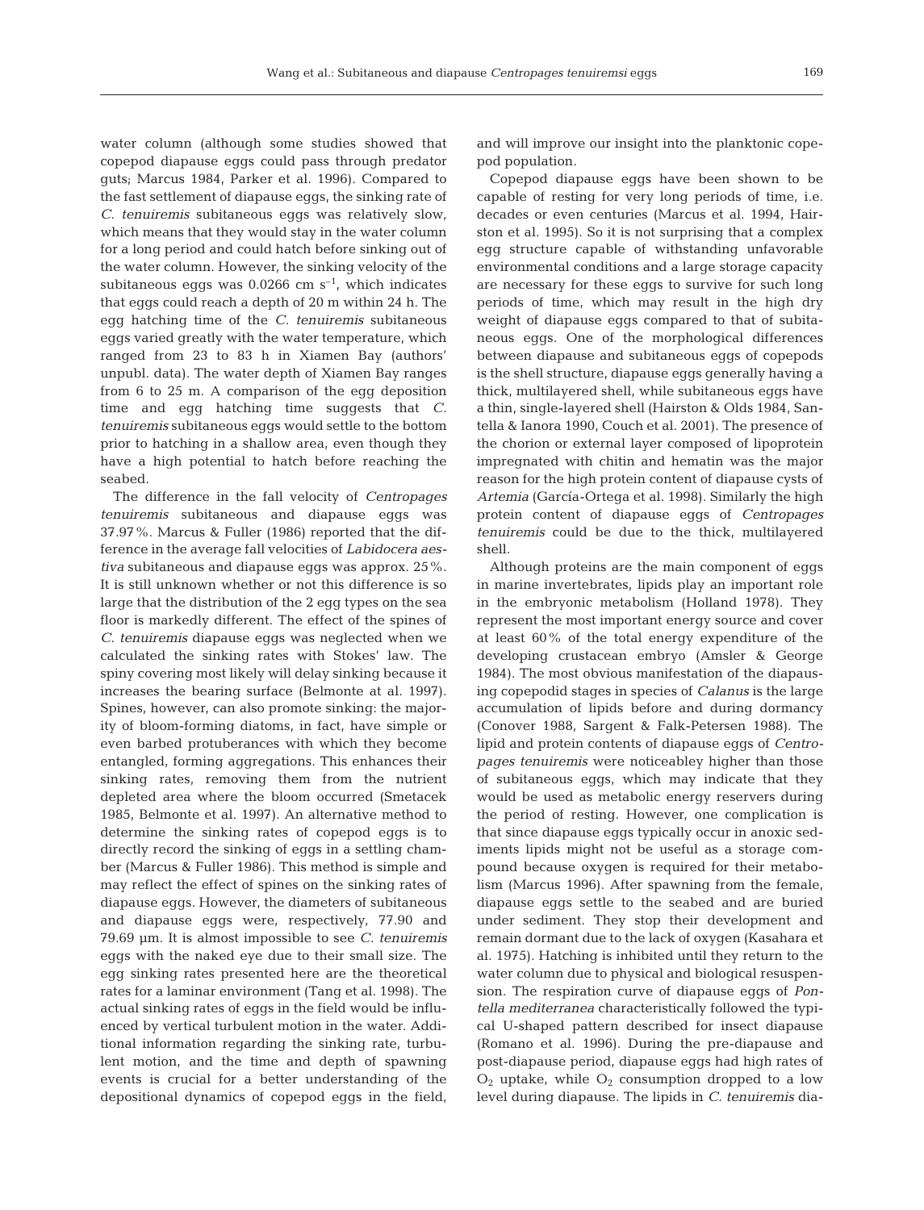water column (although some studies showed that copepod diapause eggs could pass through predator guts; Marcus 1984, Parker et al. 1996). Compared to the fast settlement of diapause eggs, the sinking rate of *C. tenuiremis* subitaneous eggs was relatively slow, which means that they would stay in the water column for a long period and could hatch before sinking out of the water column. However, the sinking velocity of the subitaneous eggs was 0.0266 cm $s^{-1}$, which indicates that eggs could reach a depth of 20 m within 24 h. The egg hatching time of the *C. tenuiremis* subitaneous eggs varied greatly with the water temperature, which ranged from 23 to 83 h in Xiamen Bay (authors' unpubl. data). The water depth of Xiamen Bay ranges from 6 to 25 m. A comparison of the egg deposition time and egg hatching time suggests that *C. tenuiremis* subitaneous eggs would settle to the bottom prior to hatching in a shallow area, even though they have a high potential to hatch before reaching the seabed.

The difference in the fall velocity of *Centropages tenuiremis* subitaneous and diapause eggs was 37.97%. Marcus & Fuller (1986) reported that the difference in the average fall velocities of *Labidocera aestiva* subitaneous and diapause eggs was approx. 25%. It is still unknown whether or not this difference is so large that the distribution of the 2 egg types on the sea floor is markedly different. The effect of the spines of *C. tenuiremis* diapause eggs was neglected when we calculated the sinking rates with Stokes' law. The spiny covering most likely will delay sinking because it increases the bearing surface (Belmonte at al. 1997). Spines, however, can also promote sinking: the majority of bloom-forming diatoms, in fact, have simple or even barbed protuberances with which they become entangled, forming aggregations. This enhances their sinking rates, removing them from the nutrient depleted area where the bloom occurred (Smetacek 1985, Belmonte et al. 1997). An alternative method to determine the sinking rates of copepod eggs is to directly record the sinking of eggs in a settling chamber (Marcus & Fuller 1986). This method is simple and may reflect the effect of spines on the sinking rates of diapause eggs. However, the diameters of subitaneous and diapause eggs were, respectively, 77.90 and 79.69 µm. It is almost impossible to see *C. tenuiremis* eggs with the naked eye due to their small size. The egg sinking rates presented here are the theoretical rates for a laminar environment (Tang et al. 1998). The actual sinking rates of eggs in the field would be influenced by vertical turbulent motion in the water. Additional information regarding the sinking rate, turbulent motion, and the time and depth of spawning events is crucial for a better understanding of the depositional dynamics of copepod eggs in the field, and will improve our insight into the planktonic copepod population.

Copepod diapause eggs have been shown to be capable of resting for very long periods of time, i.e. decades or even centuries (Marcus et al. 1994, Hairston et al. 1995). So it is not surprising that a complex egg structure capable of withstanding unfavorable environmental conditions and a large storage capacity are necessary for these eggs to survive for such long periods of time, which may result in the high dry weight of diapause eggs compared to that of subitaneous eggs. One of the morphological differences between diapause and subitaneous eggs of copepods is the shell structure, diapause eggs generally having a thick, multilayered shell, while subitaneous eggs have a thin, single-layered shell (Hairston & Olds 1984, Santella & Ianora 1990, Couch et al. 2001). The presence of the chorion or external layer composed of lipoprotein impregnated with chitin and hematin was the major reason for the high protein content of diapause cysts of *Artemia* (García-Ortega et al. 1998). Similarly the high protein content of diapause eggs of *Centropages tenuiremis* could be due to the thick, multilayered shell.

Although proteins are the main component of eggs in marine invertebrates, lipids play an important role in the embryonic metabolism (Holland 1978). They represent the most important energy source and cover at least 60% of the total energy expenditure of the developing crustacean embryo (Amsler & George 1984). The most obvious manifestation of the diapausing copepodid stages in species of *Calanus* is the large accumulation of lipids before and during dormancy (Conover 1988, Sargent & Falk-Petersen 1988). The lipid and protein contents of diapause eggs of *Centropages tenuiremis* were noticeabley higher than those of subitaneous eggs, which may indicate that they would be used as metabolic energy reservers during the period of resting. However, one complication is that since diapause eggs typically occur in anoxic sediments lipids might not be useful as a storage compound because oxygen is required for their metabolism (Marcus 1996). After spawning from the female, diapause eggs settle to the seabed and are buried under sediment. They stop their development and remain dormant due to the lack of oxygen (Kasahara et al. 1975). Hatching is inhibited until they return to the water column due to physical and biological resuspension. The respiration curve of diapause eggs of *Pontella mediterranea* characteristically followed the typical U-shaped pattern described for insect diapause (Romano et al. 1996). During the pre-diapause and post-diapause period, diapause eggs had high rates of $O_2$ uptake, while $O_2$ consumption dropped to a low level during diapause. The lipids in *C. tenuiremis* dia-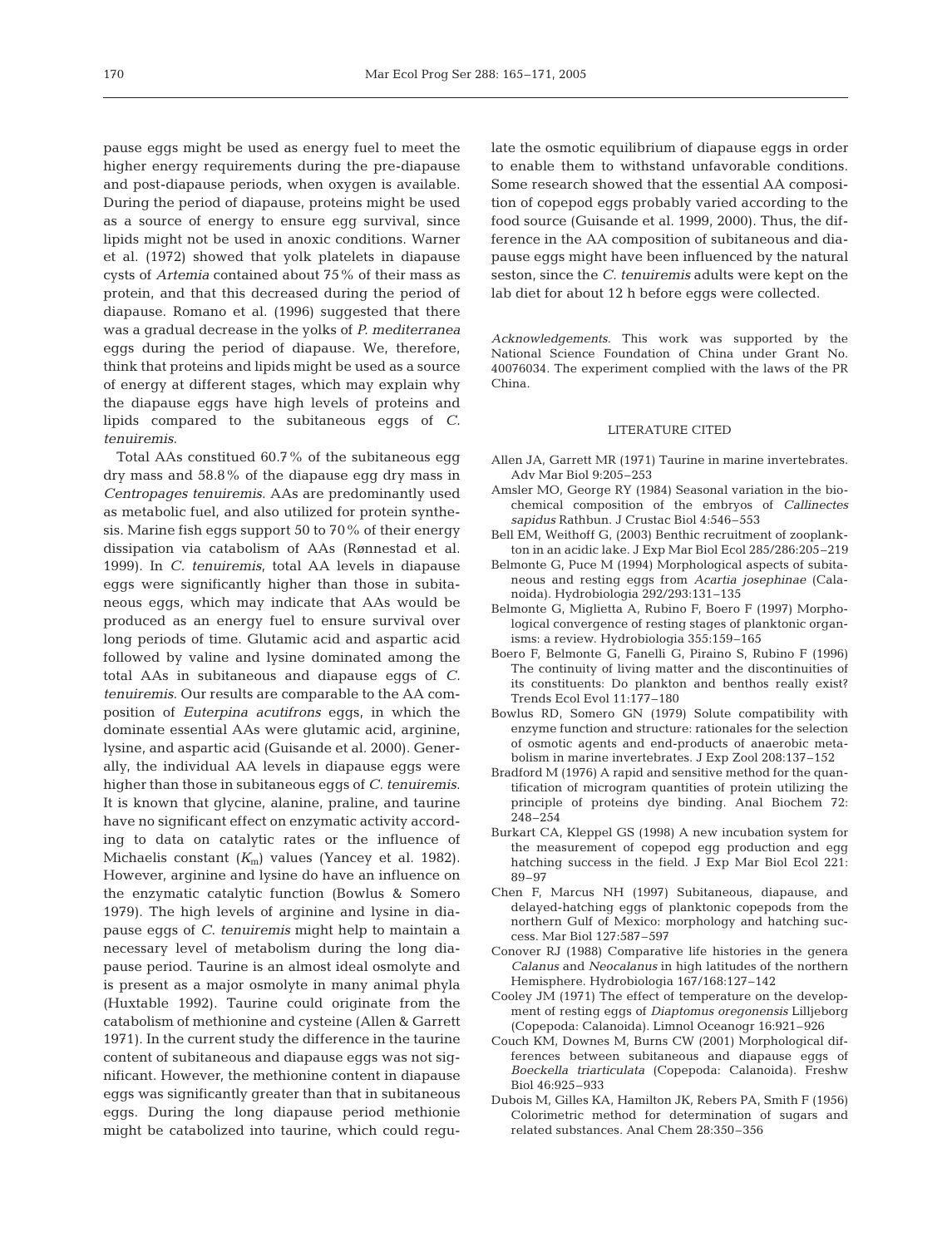pause eggs might be used as energy fuel to meet the higher energy requirements during the pre-diapause and post-diapause periods, when oxygen is available. During the period of diapause, proteins might be used as a source of energy to ensure egg survival, since lipids might not be used in anoxic conditions. Warner et al. (1972) showed that yolk platelets in diapause cysts of *Artemia* contained about 75% of their mass as protein, and that this decreased during the period of diapause. Romano et al. (1996) suggested that there was a gradual decrease in the yolks of *P. mediterranea* eggs during the period of diapause. We, therefore, think that proteins and lipids might be used as a source of energy at different stages, which may explain why the diapause eggs have high levels of proteins and lipids compared to the subitaneous eggs of *C. tenuiremis*.

Total AAs constitued 60.7% of the subitaneous egg dry mass and 58.8% of the diapause egg dry mass in *Centropages tenuiremis*. AAs are predominantly used as metabolic fuel, and also utilized for protein synthesis. Marine fish eggs support 50 to 70% of their energy dissipation via catabolism of AAs (Rønnestad et al. 1999). In *C. tenuiremis*, total AA levels in diapause eggs were significantly higher than those in subitaneous eggs, which may indicate that AAs would be produced as an energy fuel to ensure survival over long periods of time. Glutamic acid and aspartic acid followed by valine and lysine dominated among the total AAs in subitaneous and diapause eggs of *C. tenuiremis*. Our results are comparable to the AA composition of *Euterpina acutifrons* eggs, in which the dominate essential AAs were glutamic acid, arginine, lysine, and aspartic acid (Guisande et al. 2000). Generally, the individual AA levels in diapause eggs were higher than those in subitaneous eggs of *C. tenuiremis*. It is known that glycine, alanine, praline, and taurine have no significant effect on enzymatic activity according to data on catalytic rates or the influence of Michaelis constant ($K_m$) values (Yancey et al. 1982). However, arginine and lysine do have an influence on the enzymatic catalytic function (Bowlus & Somero 1979). The high levels of arginine and lysine in diapause eggs of *C. tenuiremis* might help to maintain a necessary level of metabolism during the long diapause period. Taurine is an almost ideal osmolyte and is present as a major osmolyte in many animal phyla (Huxtable 1992). Taurine could originate from the catabolism of methionine and cysteine (Allen & Garrett 1971). In the current study the difference in the taurine content of subitaneous and diapause eggs was not significant. However, the methionine content in diapause eggs was significantly greater than that in subitaneous eggs. During the long diapause period methionie might be catabolized into taurine, which could regulate the osmotic equilibrium of diapause eggs in order to enable them to withstand unfavorable conditions. Some research showed that the essential AA composition of copepod eggs probably varied according to the food source (Guisande et al. 1999, 2000). Thus, the difference in the AA composition of subitaneous and diapause eggs might have been influenced by the natural seston, since the *C. tenuiremis* adults were kept on the lab diet for about 12 h before eggs were collected.

*Acknowledgements.* This work was supported by the National Science Foundation of China under Grant No. 40076034. The experiment complied with the laws of the PR China.

## LITERATURE CITED

- Allen JA, Garrett MR (1971) Taurine in marine invertebrates. Adv Mar Biol 9:205–253
- Amsler MO, George RY (1984) Seasonal variation in the biochemical composition of the embryos of *Callinectes sapidus* Rathbun. J Crustac Biol 4:546–553
- Bell EM, Weithoff G, (2003) Benthic recruitment of zooplankton in an acidic lake. J Exp Mar Biol Ecol 285/286:205–219
- Belmonte G, Puce M (1994) Morphological aspects of subitaneous and resting eggs from *Acartia josephinae* (Calanoida). Hydrobiologia 292/293:131–135
- Belmonte G, Miglietta A, Rubino F, Boero F (1997) Morphological convergence of resting stages of planktonic organisms: a review. Hydrobiologia 355:159–165
- Boero F, Belmonte G, Fanelli G, Piraino S, Rubino F (1996) The continuity of living matter and the discontinuities of its constituents: Do plankton and benthos really exist? Trends Ecol Evol 11:177–180
- Bowlus RD, Somero GN (1979) Solute compatibility with enzyme function and structure: rationales for the selection of osmotic agents and end-products of anaerobic metabolism in marine invertebrates. J Exp Zool 208:137–152
- Bradford M (1976) A rapid and sensitive method for the quantification of microgram quantities of protein utilizing the principle of proteins dye binding. Anal Biochem 72: 248–254
- Burkart CA, Kleppel GS (1998) A new incubation system for the measurement of copepod egg production and egg hatching success in the field. J Exp Mar Biol Ecol 221: 89–97
- Chen F, Marcus NH (1997) Subitaneous, diapause, and delayed-hatching eggs of planktonic copepods from the northern Gulf of Mexico: morphology and hatching success. Mar Biol 127:587–597
- Conover RJ (1988) Comparative life histories in the genera *Calanus* and *Neocalanus* in high latitudes of the northern Hemisphere. Hydrobiologia 167/168:127–142
- Cooley JM (1971) The effect of temperature on the development of resting eggs of *Diaptomus oregonensis* Lilljeborg (Copepoda: Calanoida). Limnol Oceanogr 16:921–926
- Couch KM, Downes M, Burns CW (2001) Morphological differences between subitaneous and diapause eggs of *Boeckella triarticulata* (Copepoda: Calanoida). Freshw Biol 46:925–933
- Dubois M, Gilles KA, Hamilton JK, Rebers PA, Smith F (1956) Colorimetric method for determination of sugars and related substances. Anal Chem 28:350–356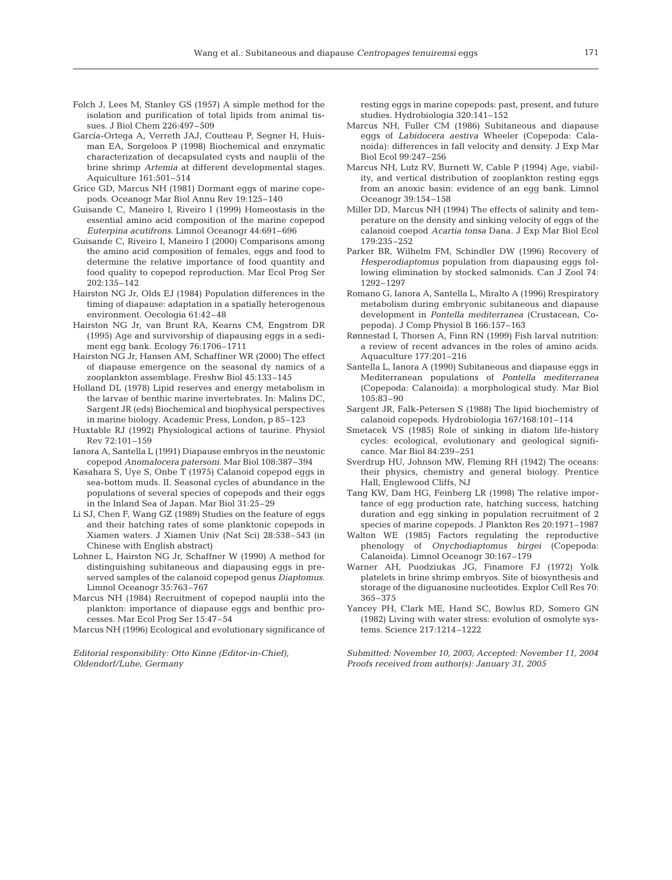Folch J, Lees M, Stanley GS (1957) A simple method for the isolation and purification of total lipids from animal tissues. J Biol Chem 226:497–509

García-Ortega A, Verreth JAJ, Coutteau P, Segner H, Huisman EA, Sorgeloos P (1998) Biochemical and enzymatic characterization of decapsulated cysts and nauplii of the brine shrimp *Artemia* at different developmental stages. Aquiculture 161:501–514

Grice GD, Marcus NH (1981) Dormant eggs of marine copepods. Oceanogr Mar Biol Annu Rev 19:125–140

Guisande C, Maneiro I, Riveiro I (1999) Homeostasis in the essential amino acid composition of the marine copepod *Euterpina acutifrons*. Limnol Oceanogr 44:691–696

Guisande C, Riveiro I, Maneiro I (2000) Comparisons among the amino acid composition of females, eggs and food to determine the relative importance of food quantity and food quality to copepod reproduction. Mar Ecol Prog Ser 202:135–142

Hairston NG Jr, Olds EJ (1984) Population differences in the timing of diapause: adaptation in a spatially heterogenous environment. Oecologia 61:42–48

Hairston NG Jr, van Brunt RA, Kearns CM, Engstrom DR (1995) Age and survivorship of diapausing eggs in a sediment egg bank. Ecology 76:1706–1711

Hairston NG Jr, Hansen AM, Schaffiner WR (2000) The effect of diapause emergence on the seasonal dy namics of a zooplankton assemblage. Freshw Biol 45:133–145

Holland DL (1978) Lipid reserves and energy metabolism in the larvae of benthic marine invertebrates. In: Malins DC, Sargent JR (eds) Biochemical and biophysical perspectives in marine biology. Academic Press, London, p 85–123

Huxtable RJ (1992) Physiological actions of taurine. Physiol Rev 72:101–159

Ianora A, Santella L (1991) Diapause embryos in the neustonic copepod *Anomalocera patersoni*. Mar Biol 108:387–394

Kasahara S, Uye S, Onbe T (1975) Calanoid copepod eggs in sea-bottom muds. II. Seasonal cycles of abundance in the populations of several species of copepods and their eggs in the Inland Sea of Japan. Mar Biol 31:25–29

Li SJ, Chen F, Wang GZ (1989) Studies on the feature of eggs and their hatching rates of some planktonic copepods in Xiamen waters. J Xiamen Univ (Nat Sci) 28:538–543 (in Chinese with English abstract)

Lohner L, Hairston NG Jr, Schaffner W (1990) A method for distinguishing subitaneous and diapausing eggs in preserved samples of the calanoid copepod genus *Diaptomus*. Limnol Oceanogr 35:763–767

Marcus NH (1984) Recruitment of copepod nauplii into the plankton: importance of diapause eggs and benthic processes. Mar Ecol Prog Ser 15:47–54

Marcus NH (1996) Ecological and evolutionary significance of resting eggs in marine copepods: past, present, and future studies. Hydrobiologia 320:141–152

Marcus NH, Fuller CM (1986) Subitaneous and diapause eggs of *Labidocera aestiva* Wheeler (Copepoda: Calanoida): differences in fall velocity and density. J Exp Mar Biol Ecol 99:247–256

Marcus NH, Lutz RV, Burnett W, Cable P (1994) Age, viability, and vertical distribution of zooplankton resting eggs from an anoxic basin: evidence of an egg bank. Limnol Oceanogr 39:154–158

Miller DD, Marcus NH (1994) The effects of salinity and temperature on the density and sinking velocity of eggs of the calanoid coepod *Acartia tonsa* Dana. J Exp Mar Biol Ecol 179:235–252

Parker BR, Wilhelm FM, Schindler DW (1996) Recovery of *Hesperodiaptomus* population from diapausing eggs following elimination by stocked salmonids. Can J Zool 74: 1292–1297

Romano G, Ianora A, Santella L, Miralto A (1996) Rrespiratory metabolism during embryonic subitaneous and diapause development in *Pontella mediterranea* (Crustacean, Copepoda). J Comp Physiol B 166:157–163

Rønnestad I, Thorsen A, Finn RN (1999) Fish larval nutrition: a review of recent advances in the roles of amino acids. Aquaculture 177:201–216

Santella L, Ianora A (1990) Subitaneous and diapause eggs in Mediterranean populations of *Pontella mediterranea* (Copepoda: Calanoida): a morphological study. Mar Biol 105:83–90

Sargent JR, Falk-Petersen S (1988) The lipid biochemistry of calanoid copepods. Hydrobiologia 167/168:101–114

Smetacek VS (1985) Role of sinking in diatom life-history cycles: ecological, evolutionary and geological significance. Mar Biol 84:239–251

Sverdrup HU, Johnson MW, Fleming RH (1942) The oceans: their physics, chemistry and general biology. Prentice Hall, Englewood Cliffs, NJ

Tang KW, Dam HG, Feinberg LR (1998) The relative importance of egg production rate, hatching success, hatching duration and egg sinking in population recruitment of 2 species of marine copepods. J Plankton Res 20:1971–1987

Walton WE (1985) Factors regulating the reproductive phenology of *Onychodiaptomus birgei* (Copepoda: Calanoida). Limnol Oceanogr 30:167–179

Warner AH, Puodziukas JG, Finamore FJ (1972) Yolk platelets in brine shrimp embryos. Site of biosynthesis and storage of the diguanosine nucleotides. Explor Cell Res 70: 365–375

Yancey PH, Clark ME, Hand SC, Bowlus RD, Somero GN (1982) Living with water stress: evolution of osmolyte systems. Science 217:1214–1222

*Editorial responsibility: Otto Kinne (Editor-in-Chief), Oldendorf/Luhe, Germany*

*Submitted: November 10, 2003; Accepted: November 11, 2004*
*Proofs received from author(s): January 31, 2005*